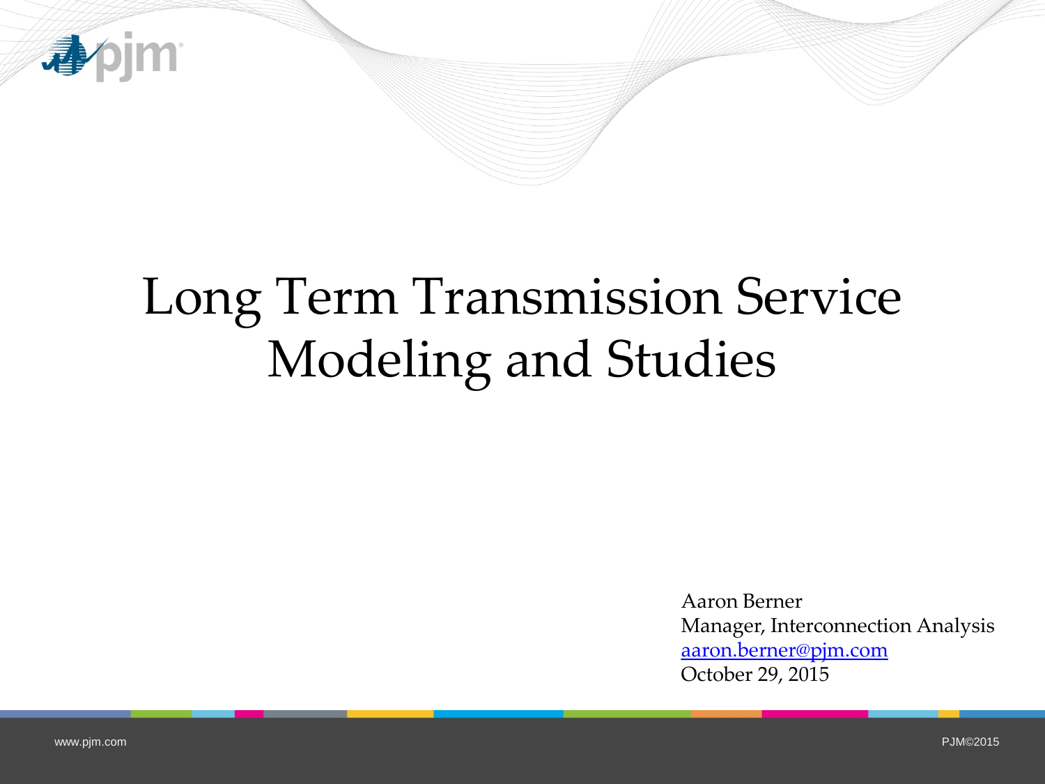# Long Term Transmission Service Modeling and Studies

Aaron Berner
Manager, Interconnection Analysis
aaron.berner@pjm.com
October 29, 2015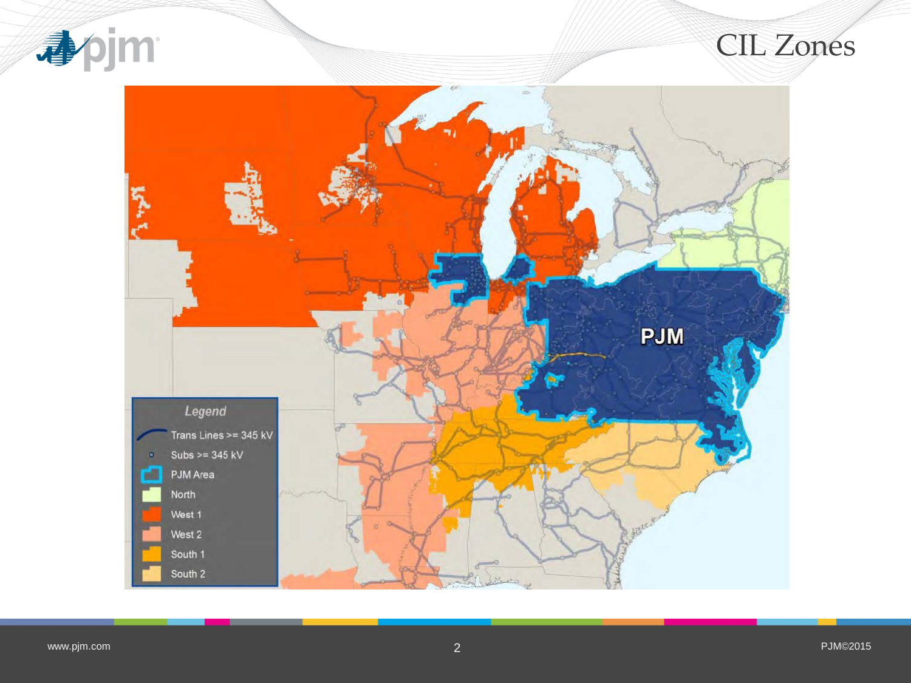# CIL Zones

PJM

*Legend*

- Trans Lines >= 345 kV
- Subs >= 345 kV
- PJM Area
- North
- West 1
- West 2
- South 1
- South 2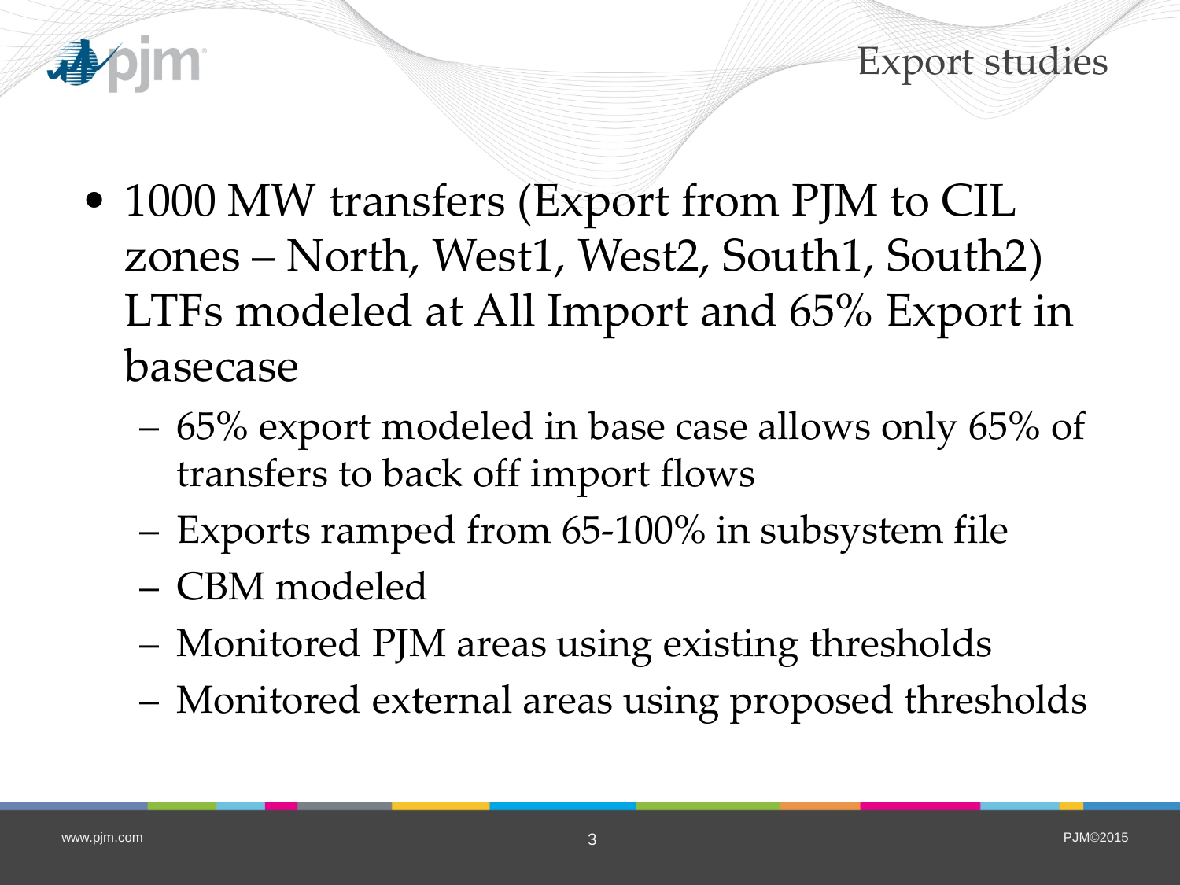# Export studies

- 1000 MW transfers (Export from PJM to CIL zones – North, West1, West2, South1, South2) LTFs modeled at All Import and 65% Export in basecase
  - 65% export modeled in base case allows only 65% of transfers to back off import flows
  - Exports ramped from 65-100% in subsystem file
  - CBM modeled
  - Monitored PJM areas using existing thresholds
  - Monitored external areas using proposed thresholds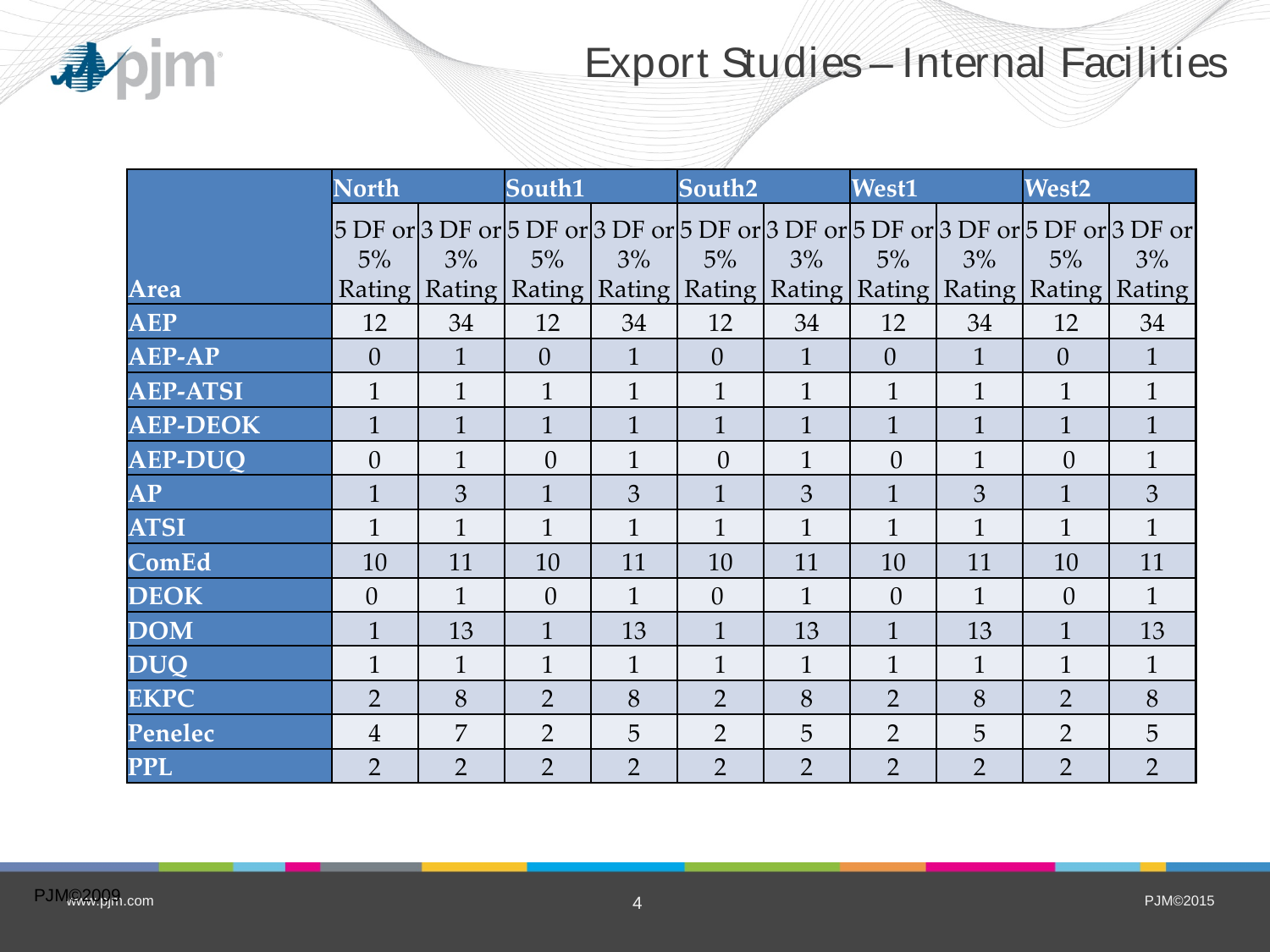# Export Studies – Internal Facilities

| Area | North | | South1 | | South2 | | West1 | | West2 | |
|---|---|---|---|---|---|---|---|---|---|---|
| | 5 DF or 5% Rating | 3 DF or 3% Rating | 5 DF or 5% Rating | 3 DF or 3% Rating | 5 DF or 5% Rating | 3 DF or 3% Rating | 5 DF or 5% Rating | 3 DF or 3% Rating | 5 DF or 5% Rating | 3 DF or 3% Rating |
| AEP | 12 | 34 | 12 | 34 | 12 | 34 | 12 | 34 | 12 | 34 |
| AEP-AP | 0 | 1 | 0 | 1 | 0 | 1 | 0 | 1 | 0 | 1 |
| AEP-ATSI | 1 | 1 | 1 | 1 | 1 | 1 | 1 | 1 | 1 | 1 |
| AEP-DEOK | 1 | 1 | 1 | 1 | 1 | 1 | 1 | 1 | 1 | 1 |
| AEP-DUQ | 0 | 1 | 0 | 1 | 0 | 1 | 0 | 1 | 0 | 1 |
| AP | 1 | 3 | 1 | 3 | 1 | 3 | 1 | 3 | 1 | 3 |
| ATSI | 1 | 1 | 1 | 1 | 1 | 1 | 1 | 1 | 1 | 1 |
| ComEd | 10 | 11 | 10 | 11 | 10 | 11 | 10 | 11 | 10 | 11 |
| DEOK | 0 | 1 | 0 | 1 | 0 | 1 | 0 | 1 | 0 | 1 |
| DOM | 1 | 13 | 1 | 13 | 1 | 13 | 1 | 13 | 1 | 13 |
| DUQ | 1 | 1 | 1 | 1 | 1 | 1 | 1 | 1 | 1 | 1 |
| EKPC | 2 | 8 | 2 | 8 | 2 | 8 | 2 | 8 | 2 | 8 |
| Penelec | 4 | 7 | 2 | 5 | 2 | 5 | 2 | 5 | 2 | 5 |
| PPL | 2 | 2 | 2 | 2 | 2 | 2 | 2 | 2 | 2 | 2 |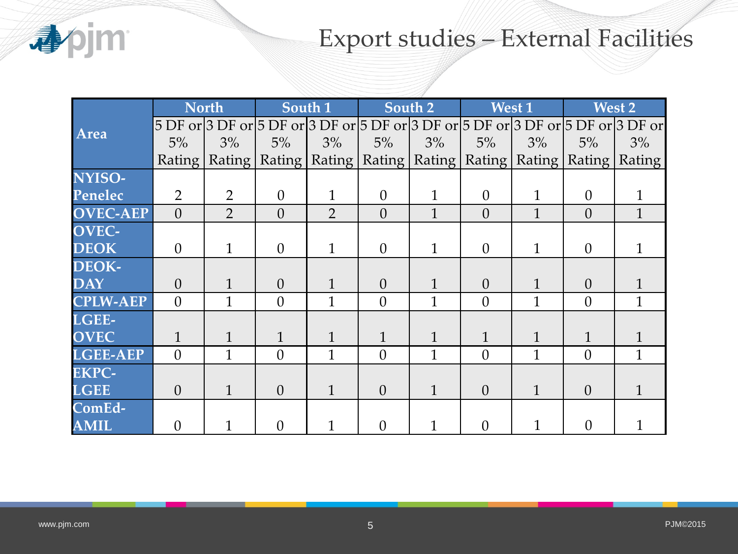# Export studies – External Facilities

| Area | North | | South 1 | | South 2 | | West 1 | | West 2 | |
|---|---|---|---|---|---|---|---|---|---|---|
| | 5 DF or 5% Rating | 3 DF or 3% Rating | 5 DF or 5% Rating | 3 DF or 3% Rating | 5 DF or 5% Rating | 3 DF or 3% Rating | 5 DF or 5% Rating | 3 DF or 3% Rating | 5 DF or 5% Rating | 3 DF or 3% Rating |
| NYISO-Penelec | 2 | 2 | 0 | 1 | 0 | 1 | 0 | 1 | 0 | 1 |
| OVEC-AEP | 0 | 2 | 0 | 2 | 0 | 1 | 0 | 1 | 0 | 1 |
| OVEC-DEOK | 0 | 1 | 0 | 1 | 0 | 1 | 0 | 1 | 0 | 1 |
| DEOK-DAY | 0 | 1 | 0 | 1 | 0 | 1 | 0 | 1 | 0 | 1 |
| CPLW-AEP | 0 | 1 | 0 | 1 | 0 | 1 | 0 | 1 | 0 | 1 |
| LGEE-OVEC | 1 | 1 | 1 | 1 | 1 | 1 | 1 | 1 | 1 | 1 |
| LGEE-AEP | 0 | 1 | 0 | 1 | 0 | 1 | 0 | 1 | 0 | 1 |
| EKPC-LGEE | 0 | 1 | 0 | 1 | 0 | 1 | 0 | 1 | 0 | 1 |
| ComEd-AMIL | 0 | 1 | 0 | 1 | 0 | 1 | 0 | 1 | 0 | 1 |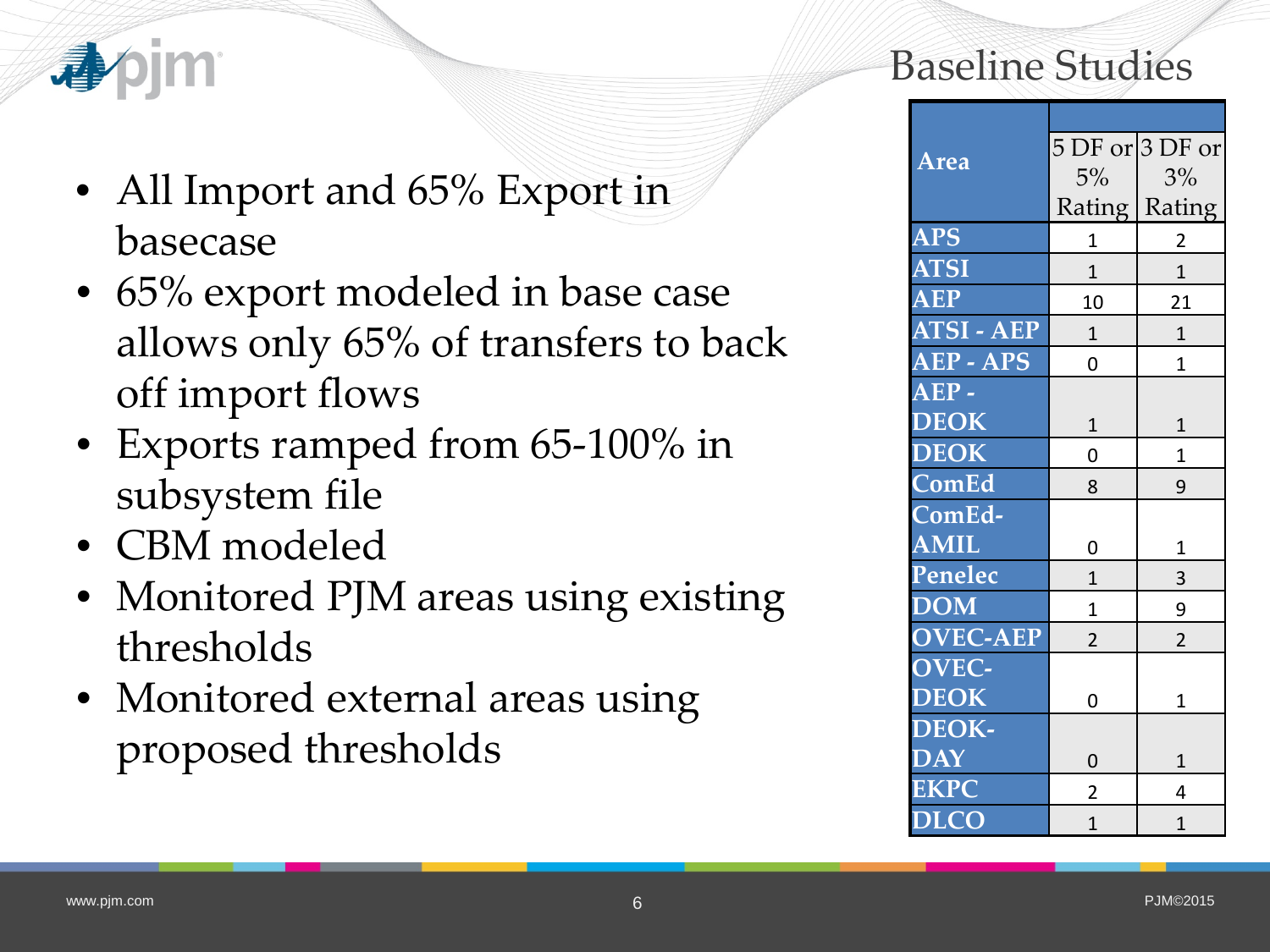# Baseline Studies

- All Import and 65% Export in basecase
- 65% export modeled in base case allows only 65% of transfers to back off import flows
- Exports ramped from 65-100% in subsystem file
- CBM modeled
- Monitored PJM areas using existing thresholds
- Monitored external areas using proposed thresholds

| Area | 5 DF or 5% Rating | 3 DF or 3% Rating |
|---|---|---|
| APS | 1 | 2 |
| ATSI | 1 | 1 |
| AEP | 10 | 21 |
| ATSI - AEP | 1 | 1 |
| AEP - APS | 0 | 1 |
| AEP - DEOK | 1 | 1 |
| DEOK | 0 | 1 |
| ComEd | 8 | 9 |
| ComEd-AMIL | 0 | 1 |
| Penelec | 1 | 3 |
| DOM | 1 | 9 |
| OVEC-AEP | 2 | 2 |
| OVEC-DEOK | 0 | 1 |
| DEOK-DAY | 0 | 1 |
| EKPC | 2 | 4 |
| DLCO | 1 | 1 |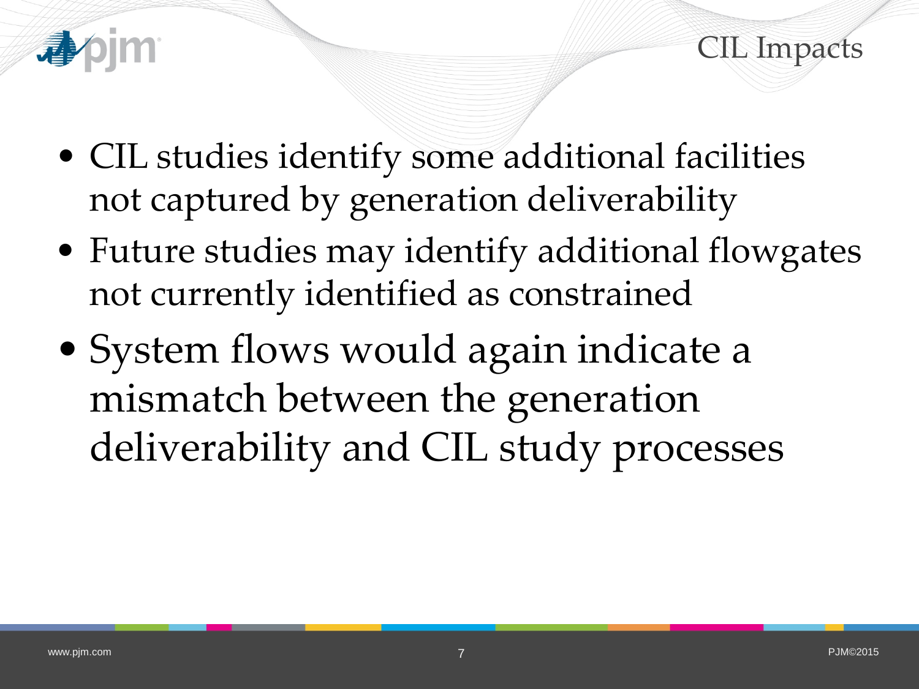# CIL Impacts

- CIL studies identify some additional facilities not captured by generation deliverability
- Future studies may identify additional flowgates not currently identified as constrained
- System flows would again indicate a mismatch between the generation deliverability and CIL study processes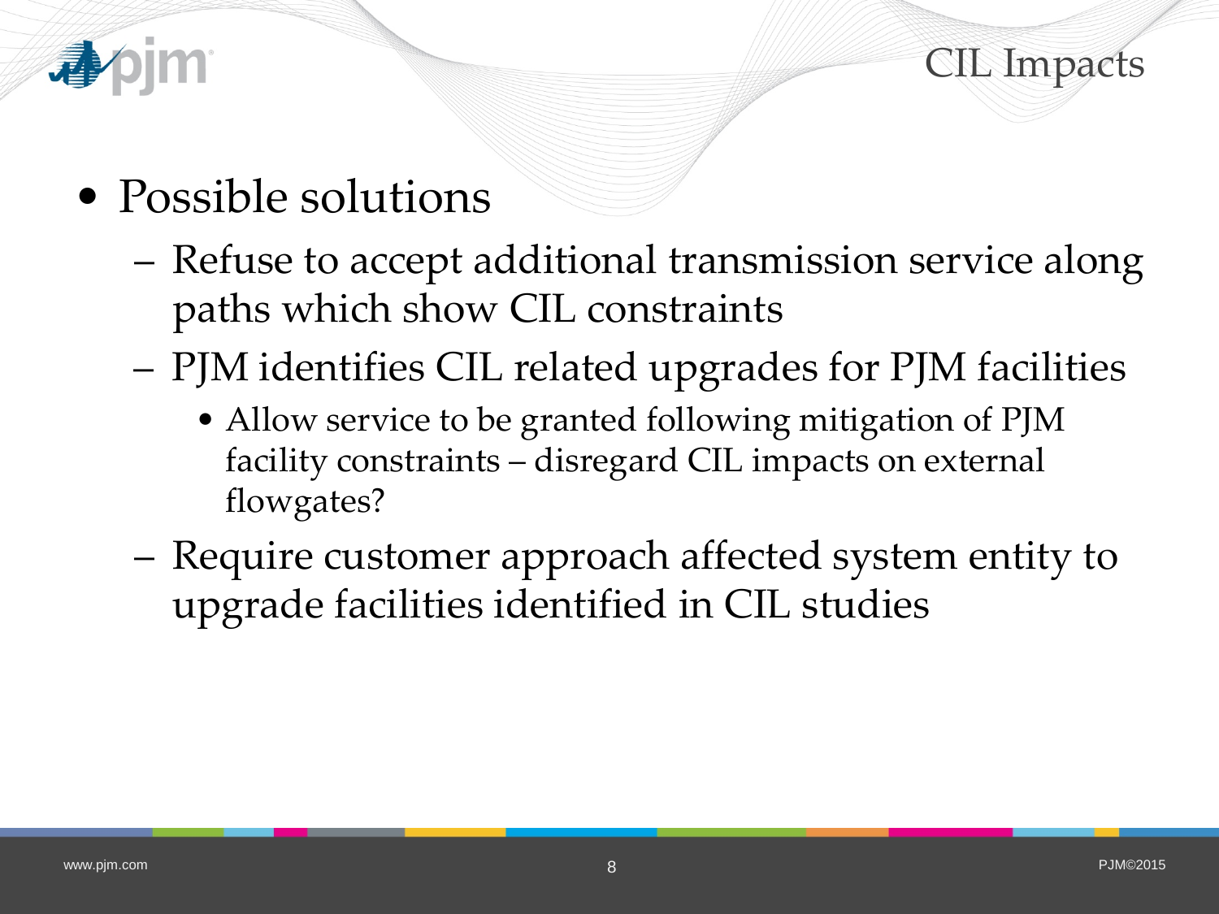# CIL Impacts

- Possible solutions
  - Refuse to accept additional transmission service along paths which show CIL constraints
  - PJM identifies CIL related upgrades for PJM facilities
    - Allow service to be granted following mitigation of PJM facility constraints – disregard CIL impacts on external flowgates?
  - Require customer approach affected system entity to upgrade facilities identified in CIL studies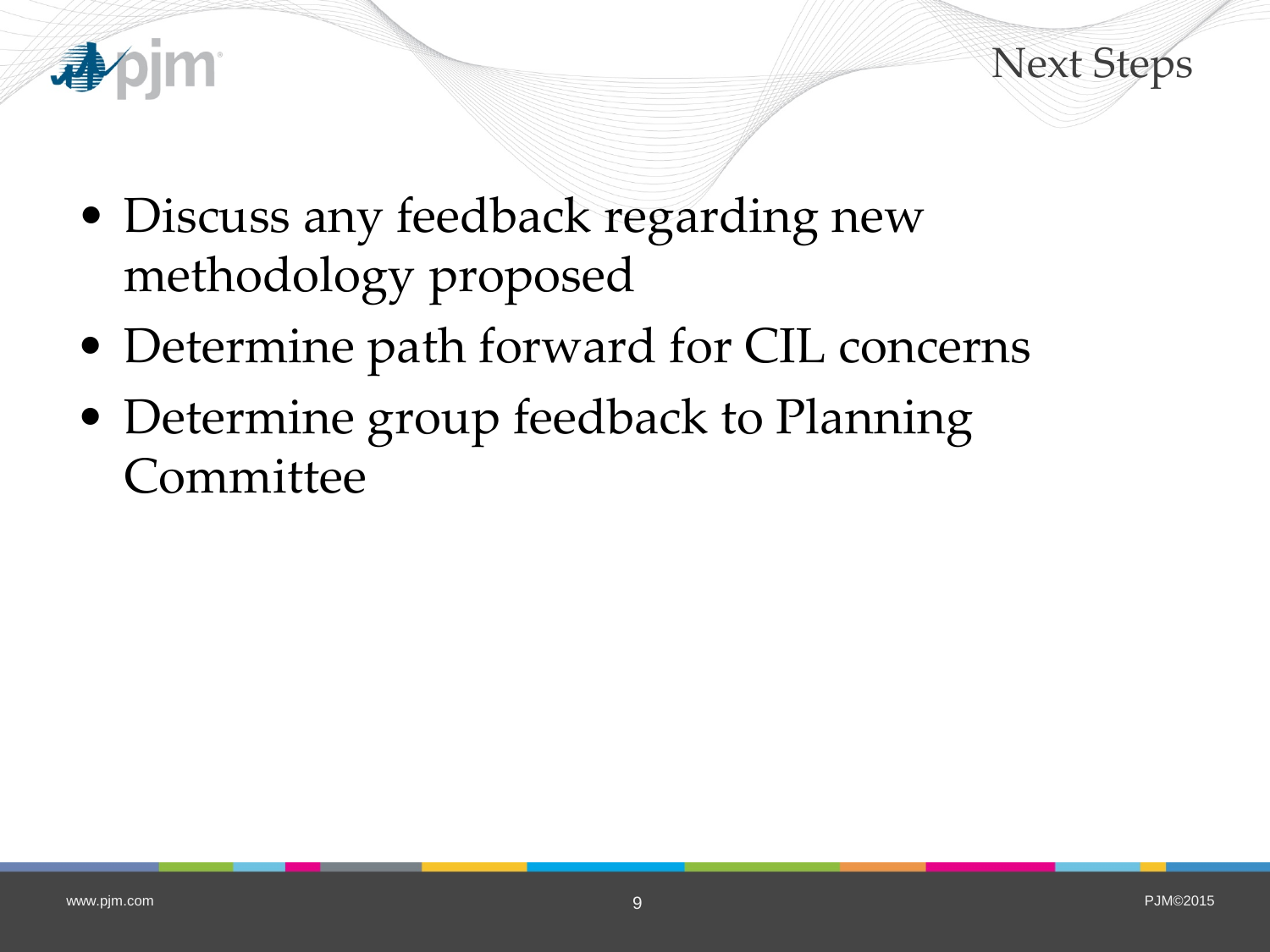# Next Steps

- Discuss any feedback regarding new methodology proposed
- Determine path forward for CIL concerns
- Determine group feedback to Planning Committee